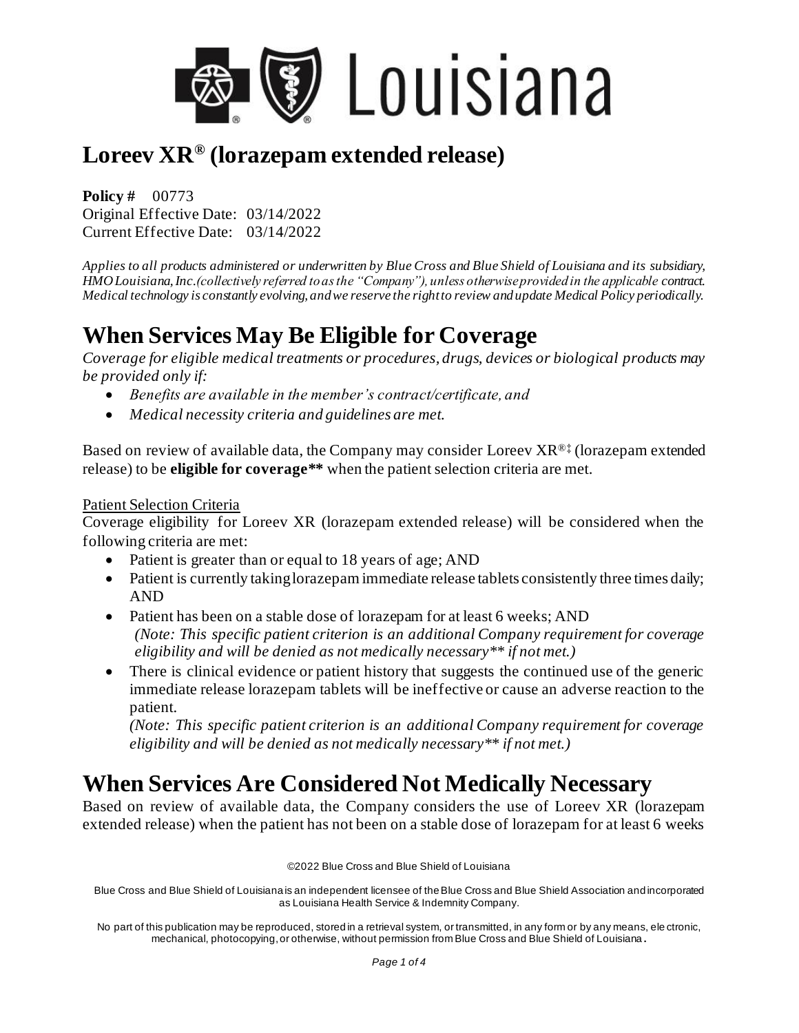# Loreev XR® (lorazepam extended release)

**Policy #** 00773
Original Effective Date: 03/14/2022
Current Effective Date: 03/14/2022

*Applies to all products administered or underwritten by Blue Cross and Blue Shield of Louisiana and its subsidiary, HMO Louisiana, Inc. (collectively referred to as the "Company"), unless otherwise provided in the applicable contract. Medical technology is constantly evolving, and we reserve the right to review and update Medical Policy periodically.*

# When Services May Be Eligible for Coverage

*Coverage for eligible medical treatments or procedures, drugs, devices or biological products may be provided only if:*

- *Benefits are available in the member's contract/certificate, and*
- *Medical necessity criteria and guidelines are met.*

Based on review of available data, the Company may consider Loreev XR®‡ (lorazepam extended release) to be **eligible for coverage**** when the patient selection criteria are met.

Patient Selection Criteria

Coverage eligibility for Loreev XR (lorazepam extended release) will be considered when the following criteria are met:

- Patient is greater than or equal to 18 years of age; AND
- Patient is currently taking lorazepam immediate release tablets consistently three times daily; AND
- Patient has been on a stable dose of lorazepam for at least 6 weeks; AND
  *(Note: This specific patient criterion is an additional Company requirement for coverage eligibility and will be denied as not medically necessary** if not met.)*
- There is clinical evidence or patient history that suggests the continued use of the generic immediate release lorazepam tablets will be ineffective or cause an adverse reaction to the patient.
  *(Note: This specific patient criterion is an additional Company requirement for coverage eligibility and will be denied as not medically necessary** if not met.)*

# When Services Are Considered Not Medically Necessary

Based on review of available data, the Company considers the use of Loreev XR (lorazepam extended release) when the patient has not been on a stable dose of lorazepam for at least 6 weeks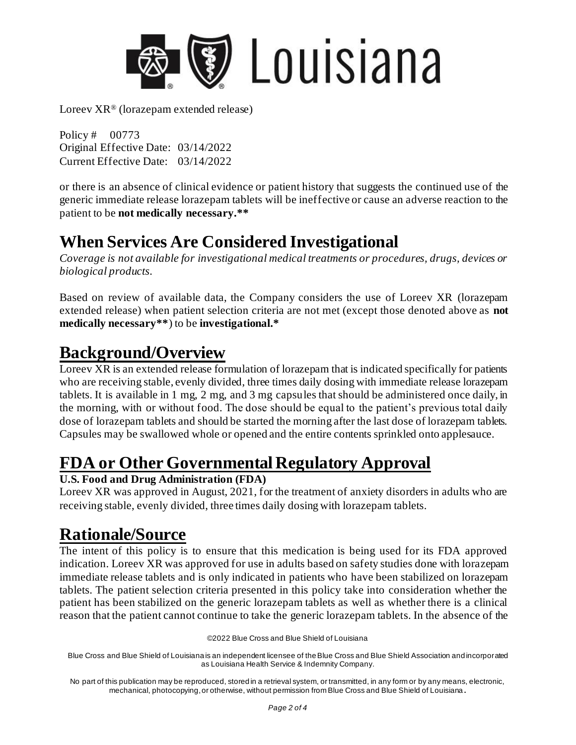or there is an absence of clinical evidence or patient history that suggests the continued use of the generic immediate release lorazepam tablets will be ineffective or cause an adverse reaction to the patient to be **not medically necessary.****

# When Services Are Considered Investigational

*Coverage is not available for investigational medical treatments or procedures, drugs, devices or biological products.*

Based on review of available data, the Company considers the use of Loreev XR (lorazepam extended release) when patient selection criteria are not met (except those denoted above as **not medically necessary****) to be **investigational.***

# Background/Overview

Loreev XR is an extended release formulation of lorazepam that is indicated specifically for patients who are receiving stable, evenly divided, three times daily dosing with immediate release lorazepam tablets. It is available in 1 mg, 2 mg, and 3 mg capsules that should be administered once daily, in the morning, with or without food. The dose should be equal to the patient's previous total daily dose of lorazepam tablets and should be started the morning after the last dose of lorazepam tablets. Capsules may be swallowed whole or opened and the entire contents sprinkled onto applesauce.

# FDA or Other Governmental Regulatory Approval

**U.S. Food and Drug Administration (FDA)**

Loreev XR was approved in August, 2021, for the treatment of anxiety disorders in adults who are receiving stable, evenly divided, three times daily dosing with lorazepam tablets.

# Rationale/Source

The intent of this policy is to ensure that this medication is being used for its FDA approved indication. Loreev XR was approved for use in adults based on safety studies done with lorazepam immediate release tablets and is only indicated in patients who have been stabilized on lorazepam tablets. The patient selection criteria presented in this policy take into consideration whether the patient has been stabilized on the generic lorazepam tablets as well as whether there is a clinical reason that the patient cannot continue to take the generic lorazepam tablets. In the absence of the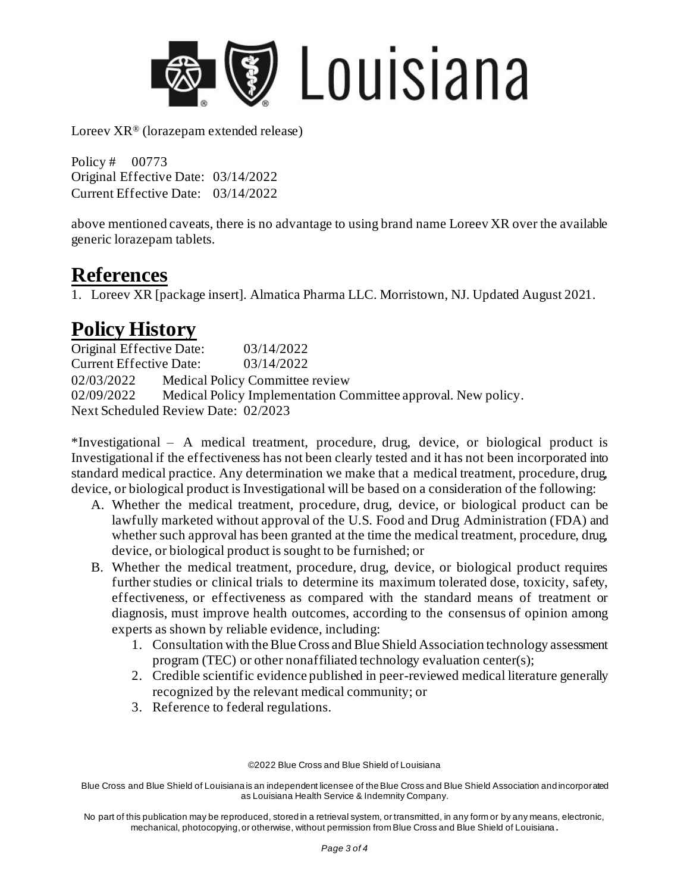above mentioned caveats, there is no advantage to using brand name Loreev XR over the available generic lorazepam tablets.

# References

1. Loreev XR [package insert]. Almatica Pharma LLC. Morristown, NJ. Updated August 2021.

# Policy History

Original Effective Date: 03/14/2022
Current Effective Date: 03/14/2022
02/03/2022 Medical Policy Committee review
02/09/2022 Medical Policy Implementation Committee approval. New policy.
Next Scheduled Review Date: 02/2023

*Investigational – A medical treatment, procedure, drug, device, or biological product is Investigational if the effectiveness has not been clearly tested and it has not been incorporated into standard medical practice. Any determination we make that a medical treatment, procedure, drug, device, or biological product is Investigational will be based on a consideration of the following:

A. Whether the medical treatment, procedure, drug, device, or biological product can be lawfully marketed without approval of the U.S. Food and Drug Administration (FDA) and whether such approval has been granted at the time the medical treatment, procedure, drug, device, or biological product is sought to be furnished; or
B. Whether the medical treatment, procedure, drug, device, or biological product requires further studies or clinical trials to determine its maximum tolerated dose, toxicity, safety, effectiveness, or effectiveness as compared with the standard means of treatment or diagnosis, must improve health outcomes, according to the consensus of opinion among experts as shown by reliable evidence, including:
    1. Consultation with the Blue Cross and Blue Shield Association technology assessment program (TEC) or other nonaffiliated technology evaluation center(s);
    2. Credible scientific evidence published in peer-reviewed medical literature generally recognized by the relevant medical community; or
    3. Reference to federal regulations.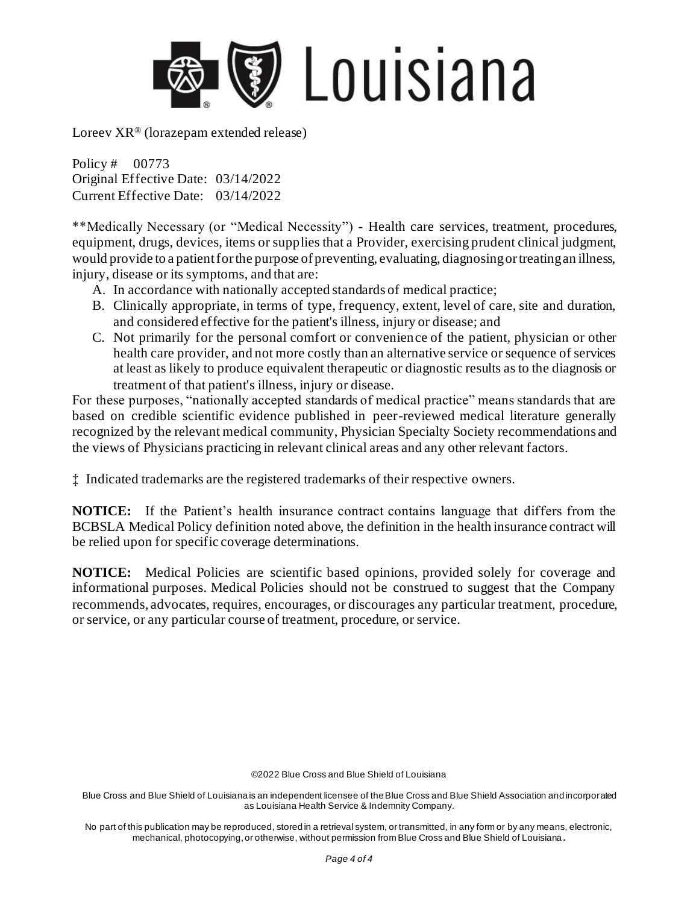Loreev XR® (lorazepam extended release)

Policy # 00773
Original Effective Date: 03/14/2022
Current Effective Date: 03/14/2022

**Medically Necessary (or "Medical Necessity") - Health care services, treatment, procedures, equipment, drugs, devices, items or supplies that a Provider, exercising prudent clinical judgment, would provide to a patient for the purpose of preventing, evaluating, diagnosing or treating an illness, injury, disease or its symptoms, and that are:

A. In accordance with nationally accepted standards of medical practice;
B. Clinically appropriate, in terms of type, frequency, extent, level of care, site and duration, and considered effective for the patient's illness, injury or disease; and
C. Not primarily for the personal comfort or convenience of the patient, physician or other health care provider, and not more costly than an alternative service or sequence of services at least as likely to produce equivalent therapeutic or diagnostic results as to the diagnosis or treatment of that patient's illness, injury or disease.

For these purposes, "nationally accepted standards of medical practice" means standards that are based on credible scientific evidence published in peer-reviewed medical literature generally recognized by the relevant medical community, Physician Specialty Society recommendations and the views of Physicians practicing in relevant clinical areas and any other relevant factors.

‡ Indicated trademarks are the registered trademarks of their respective owners.

**NOTICE:** If the Patient's health insurance contract contains language that differs from the BCBSLA Medical Policy definition noted above, the definition in the health insurance contract will be relied upon for specific coverage determinations.

**NOTICE:** Medical Policies are scientific based opinions, provided solely for coverage and informational purposes. Medical Policies should not be construed to suggest that the Company recommends, advocates, requires, encourages, or discourages any particular treatment, procedure, or service, or any particular course of treatment, procedure, or service.

©2022 Blue Cross and Blue Shield of Louisiana

Blue Cross and Blue Shield of Louisiana is an independent licensee of the Blue Cross and Blue Shield Association and incorporated as Louisiana Health Service & Indemnity Company.

No part of this publication may be reproduced, stored in a retrieval system, or transmitted, in any form or by any means, electronic, mechanical, photocopying, or otherwise, without permission from Blue Cross and Blue Shield of Louisiana.